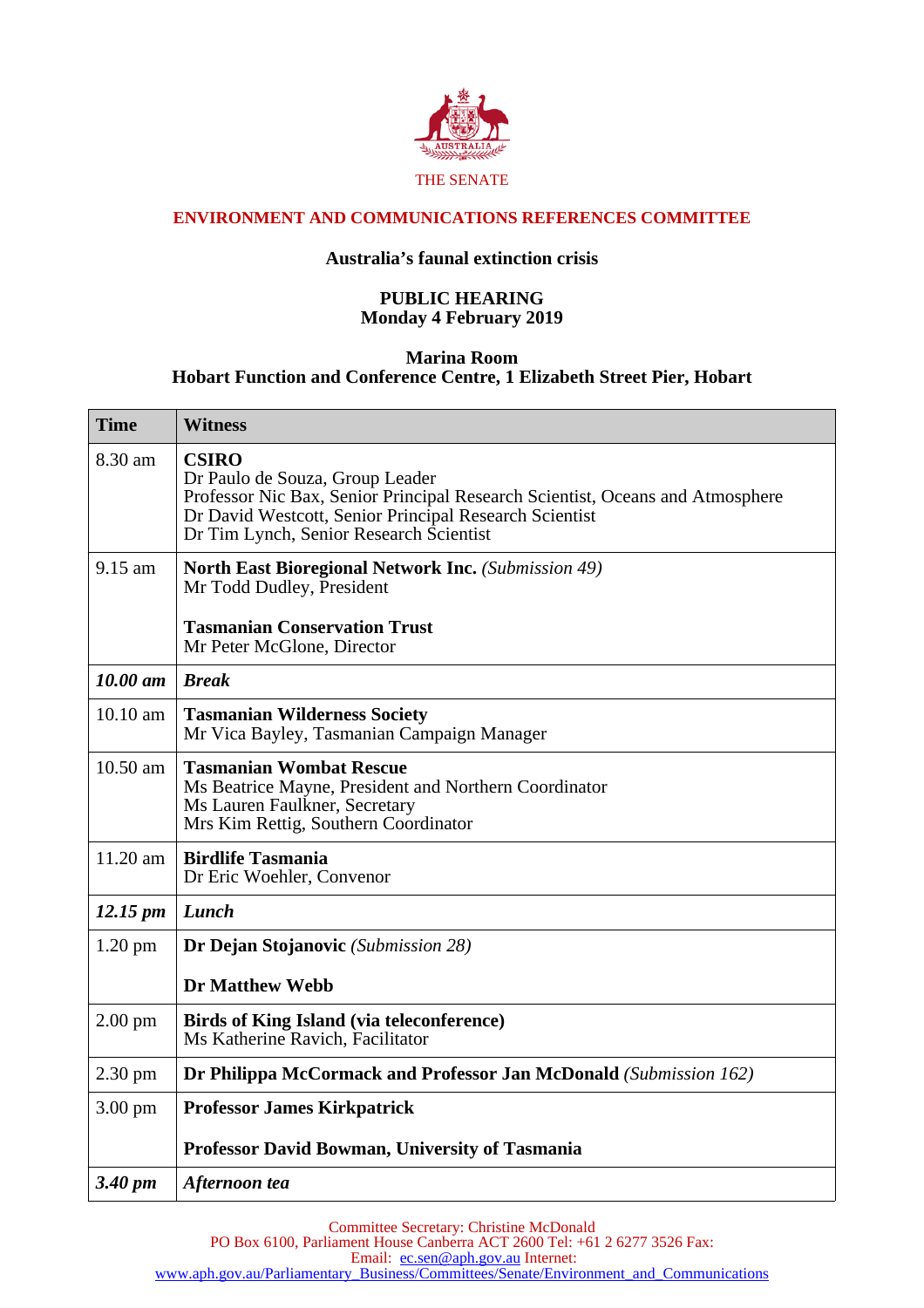THE SENATE

## ENVIRONMENT AND COMMUNICATIONS REFERENCES COMMITTEE

### Australia's faunal extinction crisis

**PUBLIC HEARING**
**Monday 4 February 2019**

**Marina Room**
**Hobart Function and Conference Centre, 1 Elizabeth Street Pier, Hobart**

| Time | Witness |
|---|---|
| 8.30 am | **CSIRO**<br>Dr Paulo de Souza, Group Leader<br>Professor Nic Bax, Senior Principal Research Scientist, Oceans and Atmosphere<br>Dr David Westcott, Senior Principal Research Scientist<br>Dr Tim Lynch, Senior Research Scientist |
| 9.15 am | **North East Bioregional Network Inc.** *(Submission 49)*<br>Mr Todd Dudley, President<br><br>**Tasmanian Conservation Trust**<br>Mr Peter McGlone, Director |
| ***10.00 am*** | ***Break*** |
| 10.10 am | **Tasmanian Wilderness Society**<br>Mr Vica Bayley, Tasmanian Campaign Manager |
| 10.50 am | **Tasmanian Wombat Rescue**<br>Ms Beatrice Mayne, President and Northern Coordinator<br>Ms Lauren Faulkner, Secretary<br>Mrs Kim Rettig, Southern Coordinator |
| 11.20 am | **Birdlife Tasmania**<br>Dr Eric Woehler, Convenor |
| ***12.15 pm*** | ***Lunch*** |
| 1.20 pm | **Dr Dejan Stojanovic** *(Submission 28)*<br><br>**Dr Matthew Webb** |
| 2.00 pm | **Birds of King Island (via teleconference)**<br>Ms Katherine Ravich, Facilitator |
| 2.30 pm | **Dr Philippa McCormack and Professor Jan McDonald** *(Submission 162)* |
| 3.00 pm | **Professor James Kirkpatrick**<br><br>**Professor David Bowman, University of Tasmania** |
| ***3.40 pm*** | ***Afternoon tea*** |

Committee Secretary: Christine McDonald
PO Box 6100, Parliament House Canberra ACT 2600 Tel: +61 2 6277 3526 Fax:
Email: ec.sen@aph.gov.au Internet:
www.aph.gov.au/Parliamentary_Business/Committees/Senate/Environment_and_Communications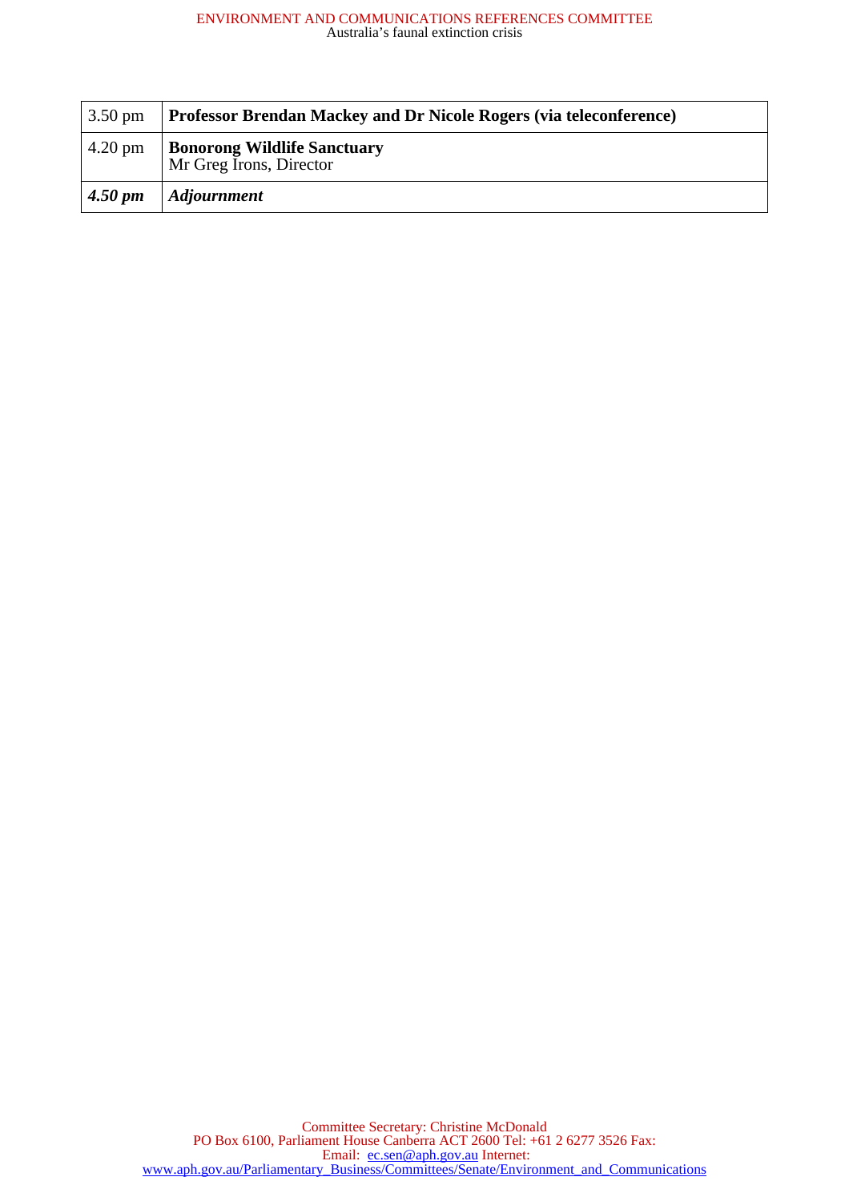| | |
|---|---|
| 3.50 pm | **Professor Brendan Mackey and Dr Nicole Rogers (via teleconference)** |
| 4.20 pm | **Bonorong Wildlife Sanctuary**<br>Mr Greg Irons, Director |
| ***4.50 pm*** | ***Adjournment*** |

Committee Secretary: Christine McDonald
PO Box 6100, Parliament House Canberra ACT 2600 Tel: +61 2 6277 3526 Fax:
Email: ec.sen@aph.gov.au Internet:
www.aph.gov.au/Parliamentary_Business/Committees/Senate/Environment_and_Communications